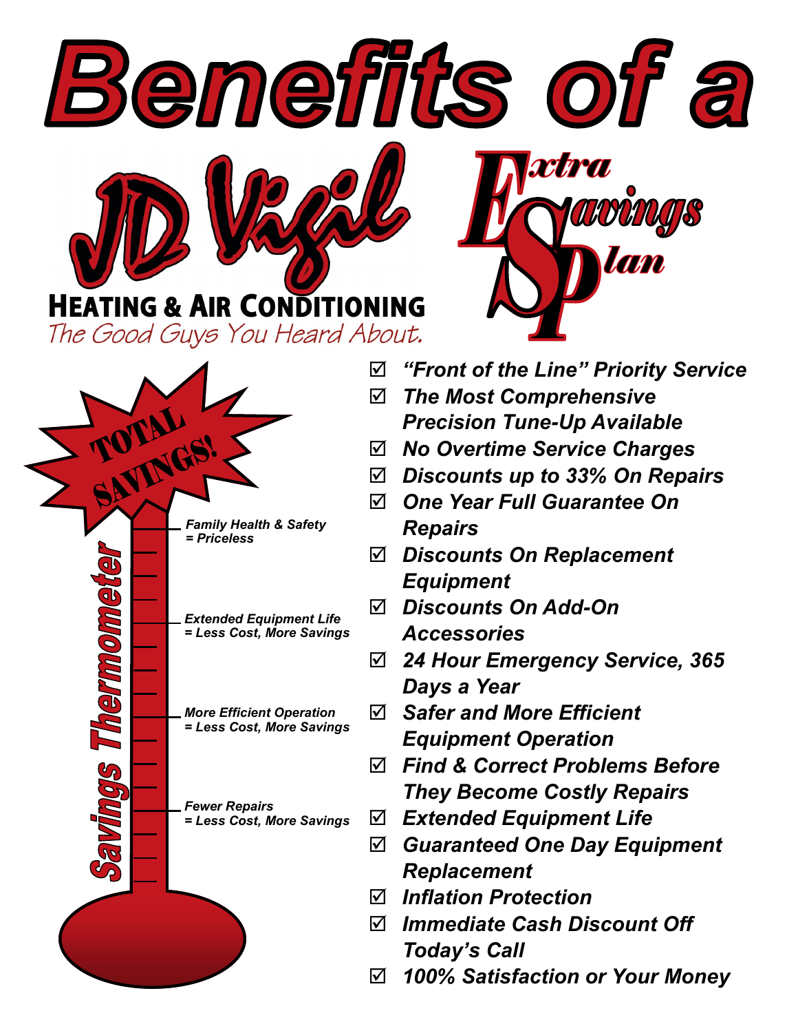# Benefits of a JD Vigil

**HEATING & AIR CONDITIONING**

*The Good Guys You Heard About.*

## Extra Savings Plan

**TOTAL SAVINGS!**

**Savings Thermometer**

- *Family Health & Safety = Priceless*
- *Extended Equipment Life = Less Cost, More Savings*
- *More Efficient Operation = Less Cost, More Savings*
- *Fewer Repairs = Less Cost, More Savings*

☑ ***"Front of the Line" Priority Service***

☑ ***The Most Comprehensive Precision Tune-Up Available***

☑ ***No Overtime Service Charges***

☑ ***Discounts up to 33% On Repairs***

☑ ***One Year Full Guarantee On Repairs***

☑ ***Discounts On Replacement Equipment***

☑ ***Discounts On Add-On Accessories***

☑ ***24 Hour Emergency Service, 365 Days a Year***

☑ ***Safer and More Efficient Equipment Operation***

☑ ***Find & Correct Problems Before They Become Costly Repairs***

☑ ***Extended Equipment Life***

☑ ***Guaranteed One Day Equipment Replacement***

☑ ***Inflation Protection***

☑ ***Immediate Cash Discount Off Today's Call***

☑ ***100% Satisfaction or Your Money***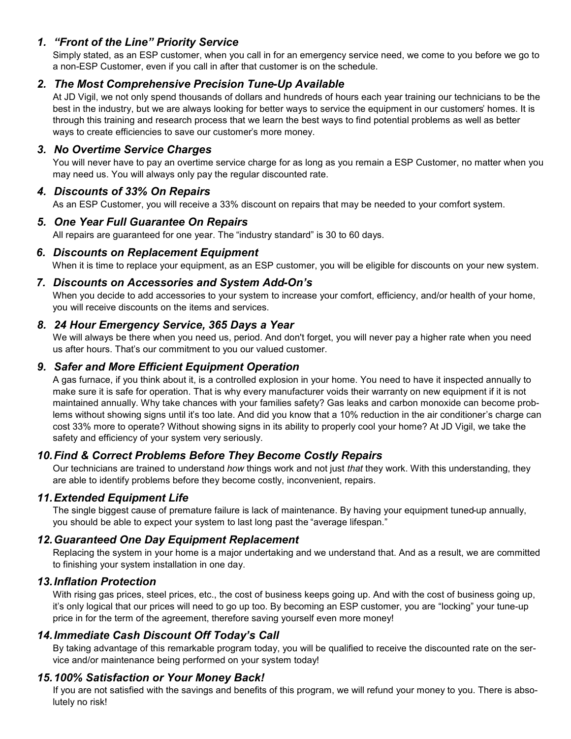### *1. “Front of the Line” Priority Service*

Simply stated, as an ESP customer, when you call in for an emergency service need, we come to you before we go to a non-ESP Customer, even if you call in after that customer is on the schedule.

### *2. The Most Comprehensive Precision Tune-Up Available*

At JD Vigil, we not only spend thousands of dollars and hundreds of hours each year training our technicians to be the best in the industry, but we are always looking for better ways to service the equipment in our customers' homes. It is through this training and research process that we learn the best ways to find potential problems as well as better ways to create efficiencies to save our customer's more money.

### *3. No Overtime Service Charges*

You will never have to pay an overtime service charge for as long as you remain a ESP Customer, no matter when you may need us. You will always only pay the regular discounted rate.

### *4. Discounts of 33% On Repairs*

As an ESP Customer, you will receive a 33% discount on repairs that may be needed to your comfort system.

### *5. One Year Full Guarantee On Repairs*

All repairs are guaranteed for one year. The “industry standard” is 30 to 60 days.

### *6. Discounts on Replacement Equipment*

When it is time to replace your equipment, as an ESP customer, you will be eligible for discounts on your new system.

### *7. Discounts on Accessories and System Add-On's*

When you decide to add accessories to your system to increase your comfort, efficiency, and/or health of your home, you will receive discounts on the items and services.

### *8. 24 Hour Emergency Service, 365 Days a Year*

We will always be there when you need us, period. And don't forget, you will never pay a higher rate when you need us after hours. That's our commitment to you our valued customer.

### *9. Safer and More Efficient Equipment Operation*

A gas furnace, if you think about it, is a controlled explosion in your home. You need to have it inspected annually to make sure it is safe for operation. That is why every manufacturer voids their warranty on new equipment if it is not maintained annually. Why take chances with your families safety? Gas leaks and carbon monoxide can become problems without showing signs until it's too late. And did you know that a 10% reduction in the air conditioner's charge can cost 33% more to operate? Without showing signs in its ability to properly cool your home? At JD Vigil, we take the safety and efficiency of your system very seriously.

### *10. Find & Correct Problems Before They Become Costly Repairs*

Our technicians are trained to understand *how* things work and not just *that* they work. With this understanding, they are able to identify problems before they become costly, inconvenient, repairs.

### *11. Extended Equipment Life*

The single biggest cause of premature failure is lack of maintenance. By having your equipment tuned-up annually, you should be able to expect your system to last long past the “average lifespan.”

### *12. Guaranteed One Day Equipment Replacement*

Replacing the system in your home is a major undertaking and we understand that. And as a result, we are committed to finishing your system installation in one day.

### *13. Inflation Protection*

With rising gas prices, steel prices, etc., the cost of business keeps going up. And with the cost of business going up, it's only logical that our prices will need to go up too. By becoming an ESP customer, you are “locking” your tune-up price in for the term of the agreement, therefore saving yourself even more money!

### *14. Immediate Cash Discount Off Today's Call*

By taking advantage of this remarkable program today, you will be qualified to receive the discounted rate on the service and/or maintenance being performed on your system today!

### *15. 100% Satisfaction or Your Money Back!*

If you are not satisfied with the savings and benefits of this program, we will refund your money to you. There is absolutely no risk!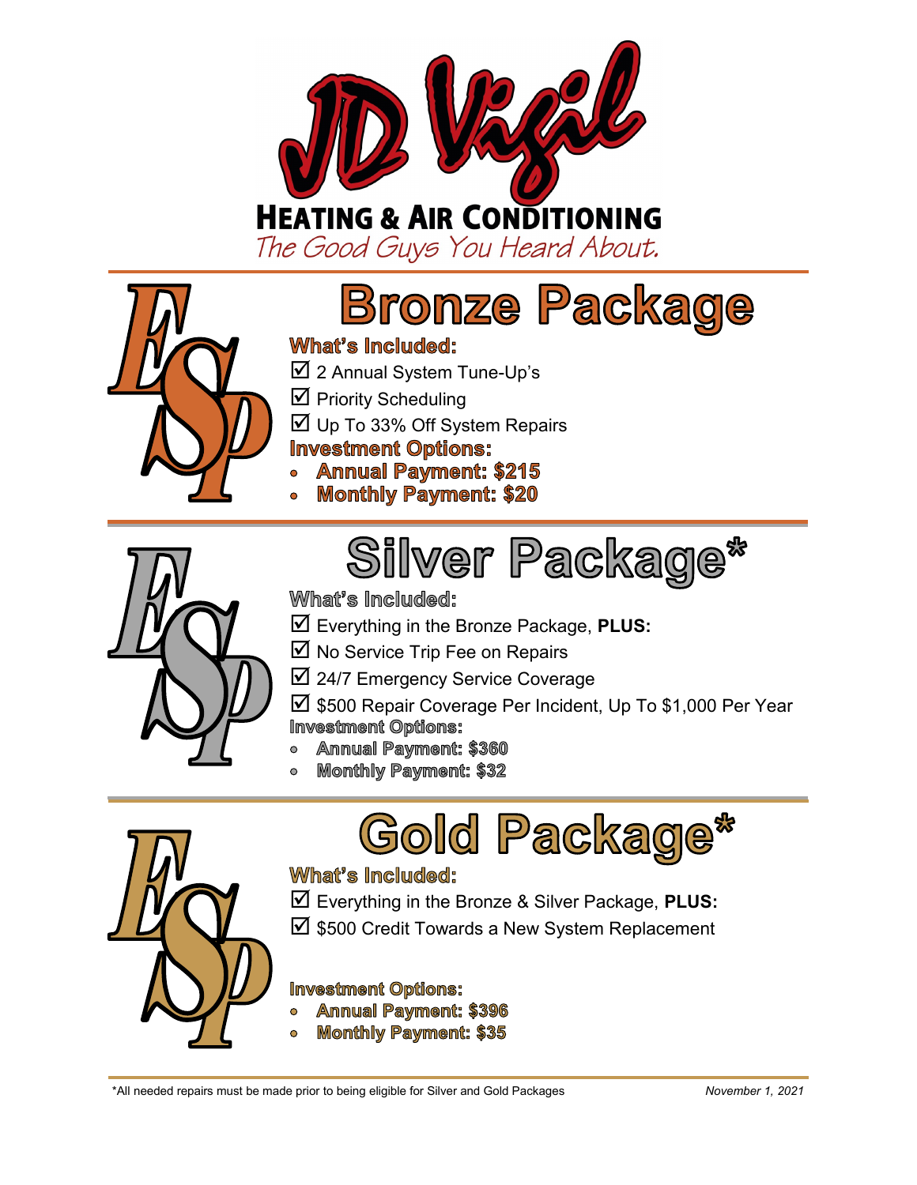# JD Vigil

## HEATING & AIR CONDITIONING

*The Good Guys You Heard About.*

---

ESP

## Bronze Package

**What's Included:**

- ☑ 2 Annual System Tune-Up's
- ☑ Priority Scheduling
- ☑ Up To 33% Off System Repairs

**Investment Options:**

- **Annual Payment: $215**
- **Monthly Payment: $20**

---

ESP

## Silver Package*

**What's Included:**

- ☑ Everything in the Bronze Package, **PLUS:**
- ☑ No Service Trip Fee on Repairs
- ☑ 24/7 Emergency Service Coverage
- ☑ $500 Repair Coverage Per Incident, Up To $1,000 Per Year

**Investment Options:**

- **Annual Payment: $360**
- **Monthly Payment: $32**

---

ESP

## Gold Package*

**What's Included:**

- ☑ Everything in the Bronze & Silver Package, **PLUS:**
- ☑ $500 Credit Towards a New System Replacement

**Investment Options:**

- **Annual Payment: $396**
- **Monthly Payment: $35**

---

*All needed repairs must be made prior to being eligible for Silver and Gold Packages

*November 1, 2021*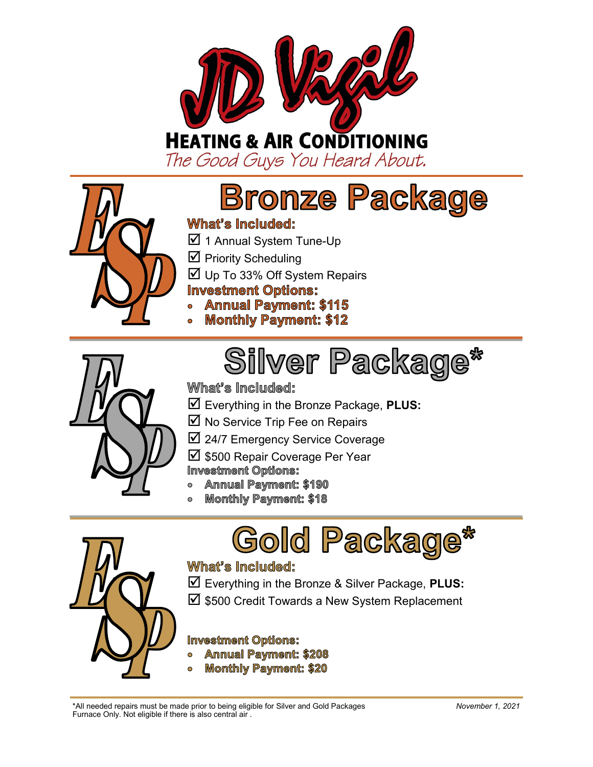# JD Vigil

**HEATING & AIR CONDITIONING**

*The Good Guys You Heard About.*

## Bronze Package

**What's Included:**

- ☑ 1 Annual System Tune-Up
- ☑ Priority Scheduling
- ☑ Up To 33% Off System Repairs

**Investment Options:**

- **Annual Payment: $115**
- **Monthly Payment: $12**

## Silver Package*

**What's Included:**

- ☑ Everything in the Bronze Package, **PLUS:**
- ☑ No Service Trip Fee on Repairs
- ☑ 24/7 Emergency Service Coverage
- ☑ $500 Repair Coverage Per Year

**Investment Options:**

- **Annual Payment: $190**
- **Monthly Payment: $18**

## Gold Package*

**What's Included:**

- ☑ Everything in the Bronze & Silver Package, **PLUS:**
- ☑ $500 Credit Towards a New System Replacement

**Investment Options:**

- **Annual Payment: $208**
- **Monthly Payment: $20**

*All needed repairs must be made prior to being eligible for Silver and Gold Packages
Furnace Only. Not eligible if there is also central air .

*November 1, 2021*